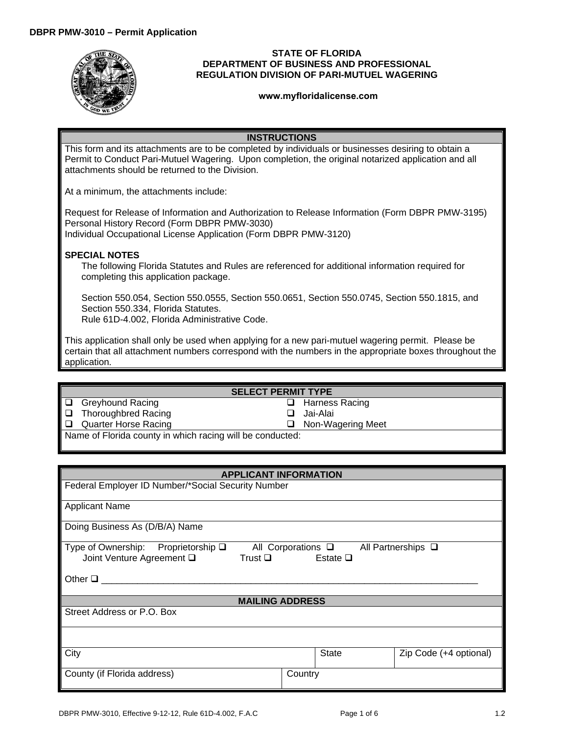**DBPR PMW-3010 – Permit Application**

**STATE OF FLORIDA**
**DEPARTMENT OF BUSINESS AND PROFESSIONAL REGULATION DIVISION OF PARI-MUTUEL WAGERING**

**www.myfloridalicense.com**

## INSTRUCTIONS

This form and its attachments are to be completed by individuals or businesses desiring to obtain a Permit to Conduct Pari-Mutuel Wagering. Upon completion, the original notarized application and all attachments should be returned to the Division.

At a minimum, the attachments include:

Request for Release of Information and Authorization to Release Information (Form DBPR PMW-3195)
Personal History Record (Form DBPR PMW-3030)
Individual Occupational License Application (Form DBPR PMW-3120)

**SPECIAL NOTES**

The following Florida Statutes and Rules are referenced for additional information required for completing this application package.

Section 550.054, Section 550.0555, Section 550.0651, Section 550.0745, Section 550.1815, and Section 550.334, Florida Statutes.
Rule 61D-4.002, Florida Administrative Code.

This application shall only be used when applying for a new pari-mutuel wagering permit. Please be certain that all attachment numbers correspond with the numbers in the appropriate boxes throughout the application.

## SELECT PERMIT TYPE

| | |
|---|---|
| ❑ Greyhound Racing | ❑ Harness Racing |
| ❑ Thoroughbred Racing | ❑ Jai-Alai |
| ❑ Quarter Horse Racing | ❑ Non-Wagering Meet |

Name of Florida county in which racing will be conducted:

## APPLICANT INFORMATION

Federal Employer ID Number/*Social Security Number

Applicant Name

Doing Business As (D/B/A) Name

Type of Ownership: Proprietorship ❑ All Corporations ❑ All Partnerships ❑
Joint Venture Agreement ❑ Trust ❑ Estate ❑

Other ❑ ______________________________________________________________________________

## MAILING ADDRESS

Street Address or P.O. Box

| City | State | Zip Code (+4 optional) |
|---|---|---|
| | | |

| County (if Florida address) | Country |
|---|---|
| | |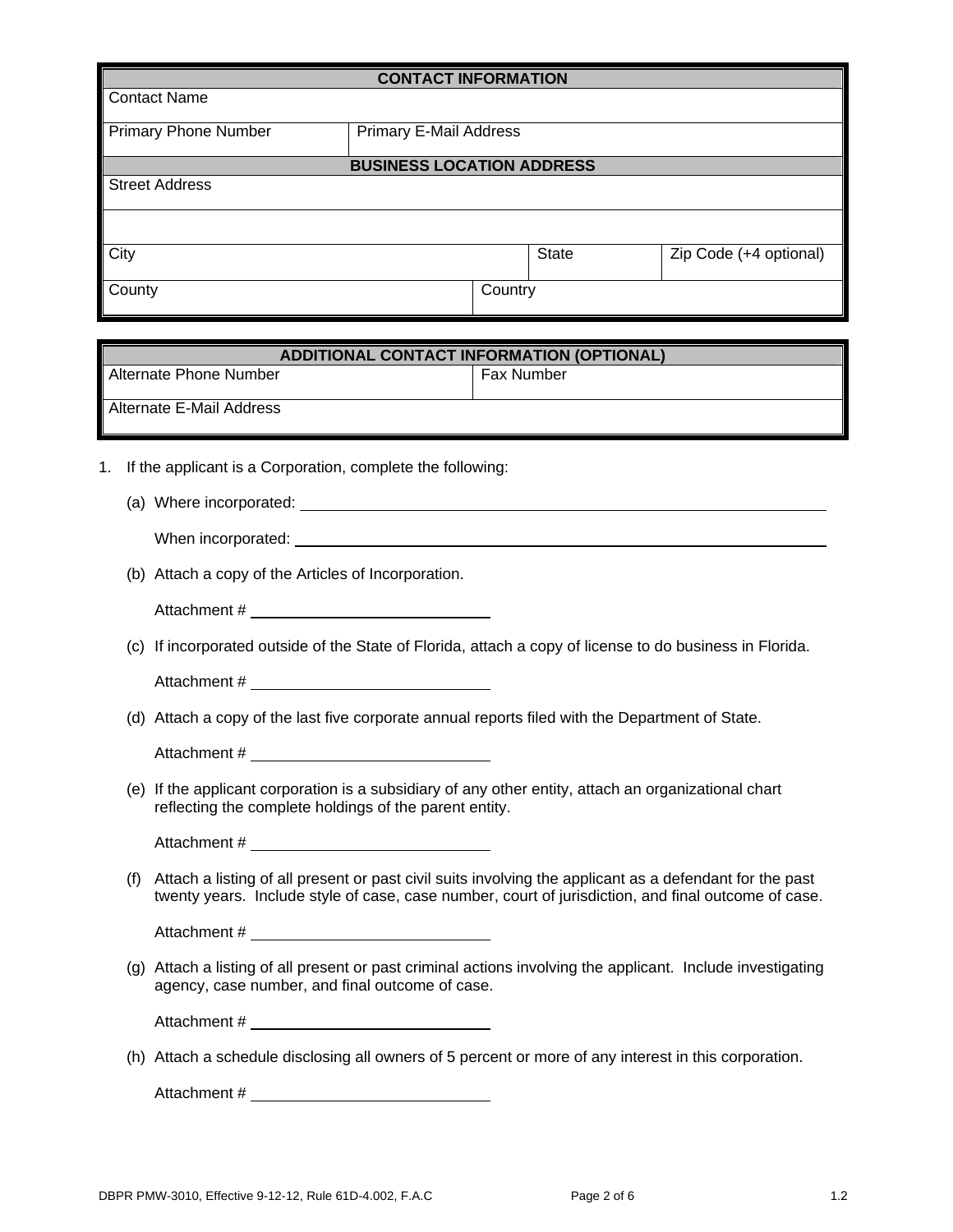| CONTACT INFORMATION | | | |
|---|---|---|---|
| Contact Name | | | |
| Primary Phone Number | Primary E-Mail Address | | |

| BUSINESS LOCATION ADDRESS | | | |
|---|---|---|---|
| Street Address | | | |
| | | | |
| City | | State | Zip Code (+4 optional) |
| County | Country | | |

| ADDITIONAL CONTACT INFORMATION (OPTIONAL) | |
|---|---|
| Alternate Phone Number | Fax Number |
| Alternate E-Mail Address | |

1. If the applicant is a Corporation, complete the following:

   (a) Where incorporated: ____________________

   When incorporated: ____________________

   (b) Attach a copy of the Articles of Incorporation.

   Attachment # ____________________

   (c) If incorporated outside of the State of Florida, attach a copy of license to do business in Florida.

   Attachment # ____________________

   (d) Attach a copy of the last five corporate annual reports filed with the Department of State.

   Attachment # ____________________

   (e) If the applicant corporation is a subsidiary of any other entity, attach an organizational chart reflecting the complete holdings of the parent entity.

   Attachment # ____________________

   (f) Attach a listing of all present or past civil suits involving the applicant as a defendant for the past twenty years. Include style of case, case number, court of jurisdiction, and final outcome of case.

   Attachment # ____________________

   (g) Attach a listing of all present or past criminal actions involving the applicant. Include investigating agency, case number, and final outcome of case.

   Attachment # ____________________

   (h) Attach a schedule disclosing all owners of 5 percent or more of any interest in this corporation.

   Attachment # ____________________

DBPR PMW-3010, Effective 9-12-12, Rule 61D-4.002, F.A.C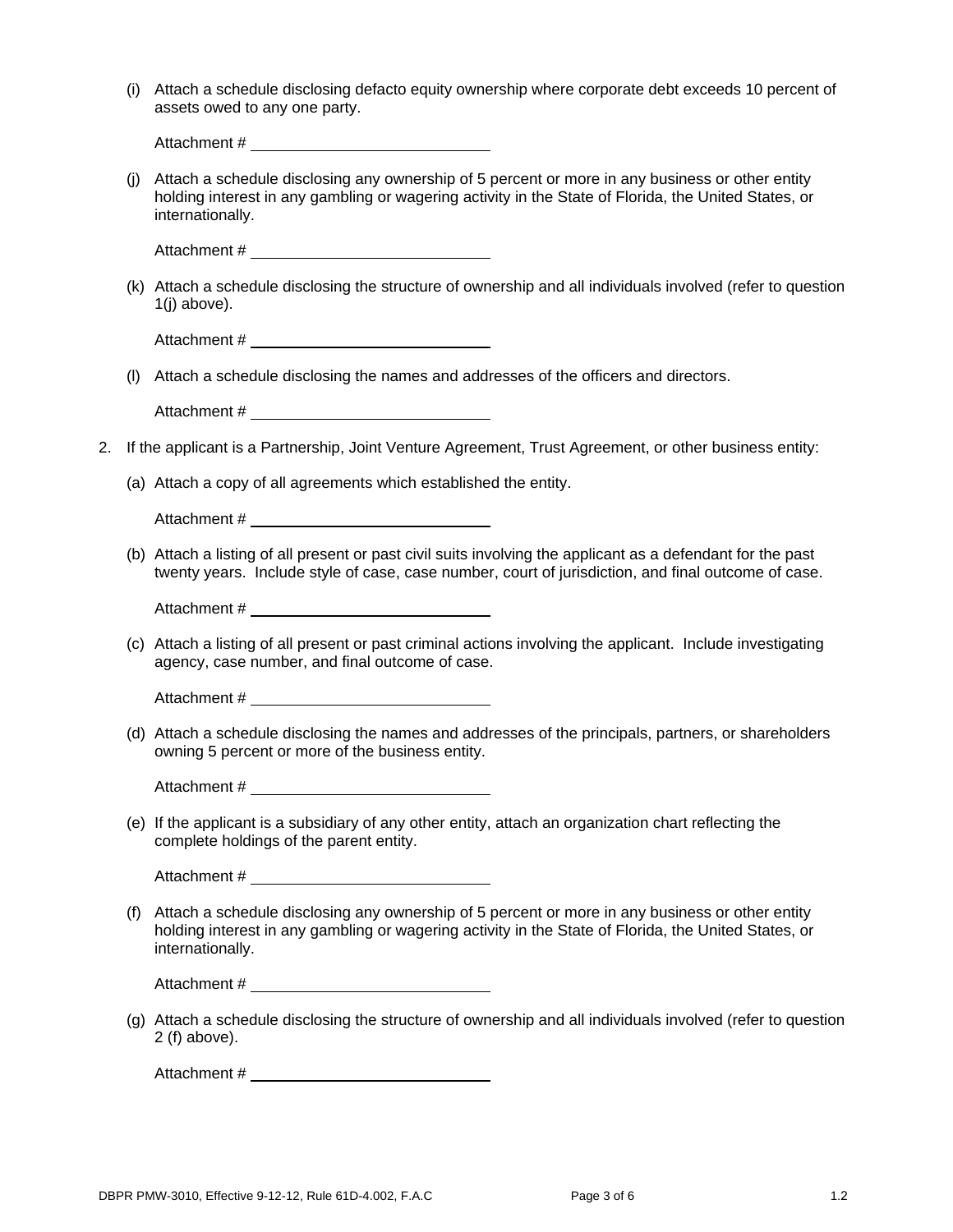(i) Attach a schedule disclosing defacto equity ownership where corporate debt exceeds 10 percent of assets owed to any one party.

Attachment # ____________________________

(j) Attach a schedule disclosing any ownership of 5 percent or more in any business or other entity holding interest in any gambling or wagering activity in the State of Florida, the United States, or internationally.

Attachment # ____________________________

(k) Attach a schedule disclosing the structure of ownership and all individuals involved (refer to question 1(j) above).

Attachment # ____________________________

(l) Attach a schedule disclosing the names and addresses of the officers and directors.

Attachment # ____________________________

2. If the applicant is a Partnership, Joint Venture Agreement, Trust Agreement, or other business entity:

(a) Attach a copy of all agreements which established the entity.

Attachment # ____________________________

(b) Attach a listing of all present or past civil suits involving the applicant as a defendant for the past twenty years. Include style of case, case number, court of jurisdiction, and final outcome of case.

Attachment # ____________________________

(c) Attach a listing of all present or past criminal actions involving the applicant. Include investigating agency, case number, and final outcome of case.

Attachment # ____________________________

(d) Attach a schedule disclosing the names and addresses of the principals, partners, or shareholders owning 5 percent or more of the business entity.

Attachment # ____________________________

(e) If the applicant is a subsidiary of any other entity, attach an organization chart reflecting the complete holdings of the parent entity.

Attachment # ____________________________

(f) Attach a schedule disclosing any ownership of 5 percent or more in any business or other entity holding interest in any gambling or wagering activity in the State of Florida, the United States, or internationally.

Attachment # ____________________________

(g) Attach a schedule disclosing the structure of ownership and all individuals involved (refer to question 2 (f) above).

Attachment # ____________________________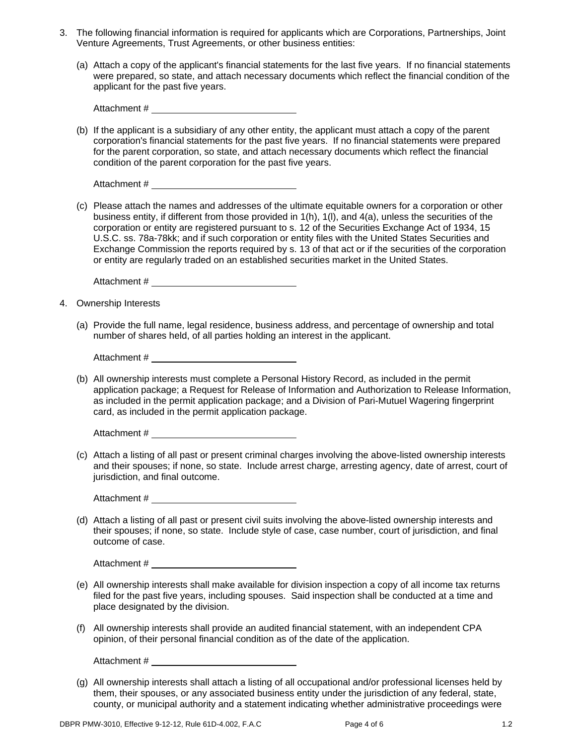3. The following financial information is required for applicants which are Corporations, Partnerships, Joint Venture Agreements, Trust Agreements, or other business entities:

   (a) Attach a copy of the applicant's financial statements for the last five years. If no financial statements were prepared, so state, and attach necessary documents which reflect the financial condition of the applicant for the past five years.

   Attachment # ____________________________

   (b) If the applicant is a subsidiary of any other entity, the applicant must attach a copy of the parent corporation's financial statements for the past five years. If no financial statements were prepared for the parent corporation, so state, and attach necessary documents which reflect the financial condition of the parent corporation for the past five years.

   Attachment # ____________________________

   (c) Please attach the names and addresses of the ultimate equitable owners for a corporation or other business entity, if different from those provided in 1(h), 1(l), and 4(a), unless the securities of the corporation or entity are registered pursuant to s. 12 of the Securities Exchange Act of 1934, 15 U.S.C. ss. 78a-78kk; and if such corporation or entity files with the United States Securities and Exchange Commission the reports required by s. 13 of that act or if the securities of the corporation or entity are regularly traded on an established securities market in the United States.

   Attachment # ____________________________

4. Ownership Interests

   (a) Provide the full name, legal residence, business address, and percentage of ownership and total number of shares held, of all parties holding an interest in the applicant.

   Attachment # ____________________________

   (b) All ownership interests must complete a Personal History Record, as included in the permit application package; a Request for Release of Information and Authorization to Release Information, as included in the permit application package; and a Division of Pari-Mutuel Wagering fingerprint card, as included in the permit application package.

   Attachment # ____________________________

   (c) Attach a listing of all past or present criminal charges involving the above-listed ownership interests and their spouses; if none, so state. Include arrest charge, arresting agency, date of arrest, court of jurisdiction, and final outcome.

   Attachment # ____________________________

   (d) Attach a listing of all past or present civil suits involving the above-listed ownership interests and their spouses; if none, so state. Include style of case, case number, court of jurisdiction, and final outcome of case.

   Attachment # ____________________________

   (e) All ownership interests shall make available for division inspection a copy of all income tax returns filed for the past five years, including spouses. Said inspection shall be conducted at a time and place designated by the division.

   (f) All ownership interests shall provide an audited financial statement, with an independent CPA opinion, of their personal financial condition as of the date of the application.

   Attachment # ____________________________

   (g) All ownership interests shall attach a listing of all occupational and/or professional licenses held by them, their spouses, or any associated business entity under the jurisdiction of any federal, state, county, or municipal authority and a statement indicating whether administrative proceedings were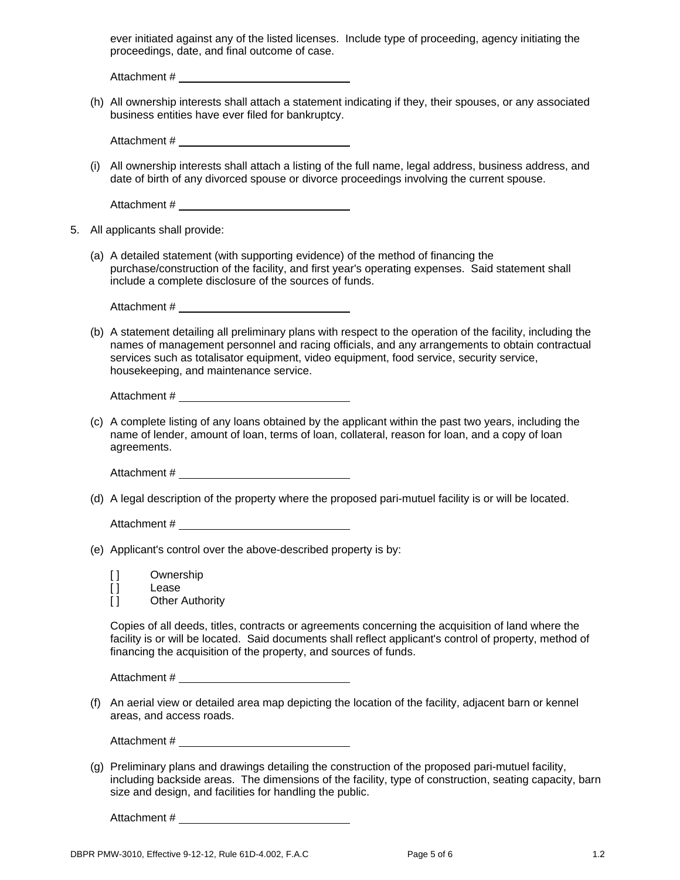ever initiated against any of the listed licenses. Include type of proceeding, agency initiating the proceedings, date, and final outcome of case.

Attachment # ____________________________

(h) All ownership interests shall attach a statement indicating if they, their spouses, or any associated business entities have ever filed for bankruptcy.

Attachment # ____________________________

(i) All ownership interests shall attach a listing of the full name, legal address, business address, and date of birth of any divorced spouse or divorce proceedings involving the current spouse.

Attachment # ____________________________

5. All applicants shall provide:

(a) A detailed statement (with supporting evidence) of the method of financing the purchase/construction of the facility, and first year's operating expenses. Said statement shall include a complete disclosure of the sources of funds.

Attachment # ____________________________

(b) A statement detailing all preliminary plans with respect to the operation of the facility, including the names of management personnel and racing officials, and any arrangements to obtain contractual services such as totalisator equipment, video equipment, food service, security service, housekeeping, and maintenance service.

Attachment # ____________________________

(c) A complete listing of any loans obtained by the applicant within the past two years, including the name of lender, amount of loan, terms of loan, collateral, reason for loan, and a copy of loan agreements.

Attachment # ____________________________

(d) A legal description of the property where the proposed pari-mutuel facility is or will be located.

Attachment # ____________________________

(e) Applicant's control over the above-described property is by:

[ ] Ownership
[ ] Lease
[ ] Other Authority

Copies of all deeds, titles, contracts or agreements concerning the acquisition of land where the facility is or will be located. Said documents shall reflect applicant's control of property, method of financing the acquisition of the property, and sources of funds.

Attachment # ____________________________

(f) An aerial view or detailed area map depicting the location of the facility, adjacent barn or kennel areas, and access roads.

Attachment # ____________________________

(g) Preliminary plans and drawings detailing the construction of the proposed pari-mutuel facility, including backside areas. The dimensions of the facility, type of construction, seating capacity, barn size and design, and facilities for handling the public.

Attachment # ____________________________

DBPR PMW-3010, Effective 9-12-12, Rule 61D-4.002, F.A.C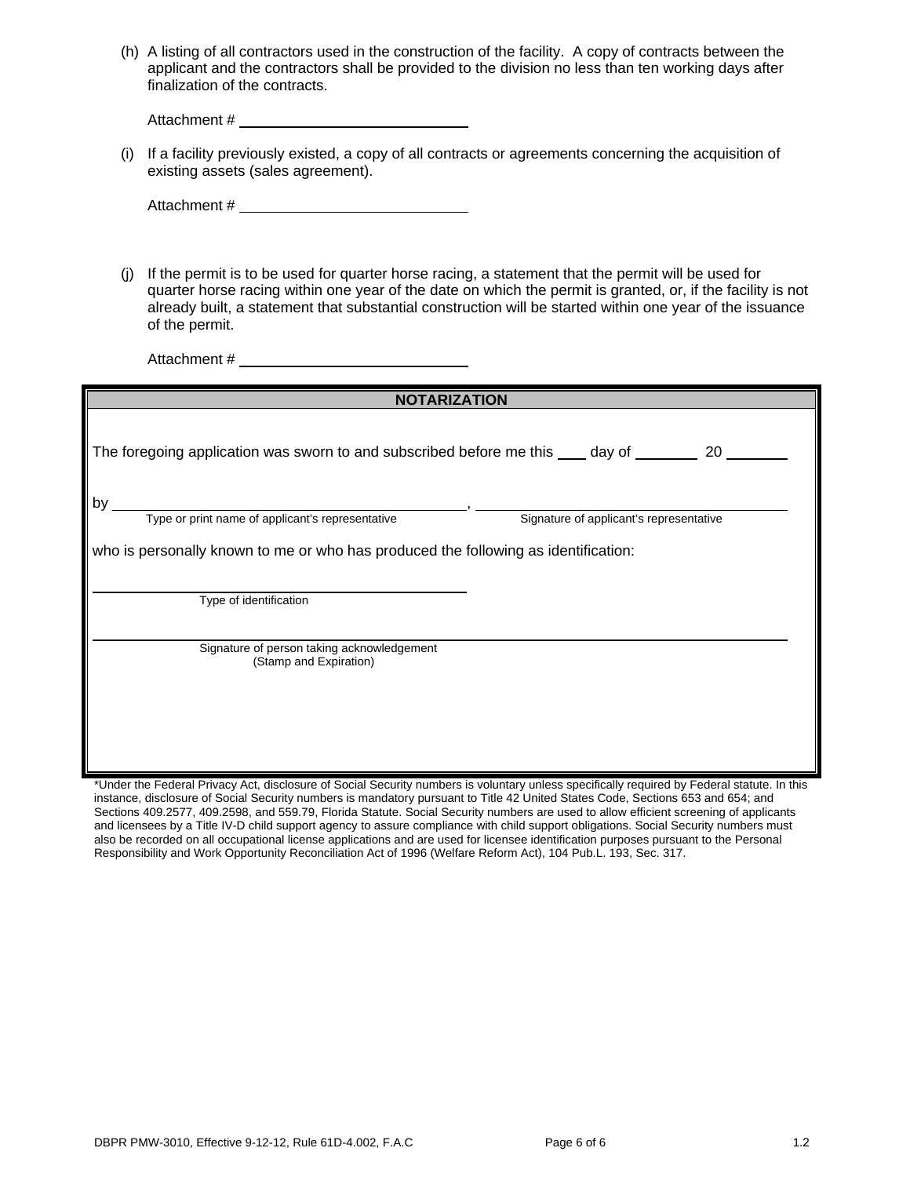(h) A listing of all contractors used in the construction of the facility. A copy of contracts between the applicant and the contractors shall be provided to the division no less than ten working days after finalization of the contracts.

Attachment # ____________________________

(i) If a facility previously existed, a copy of all contracts or agreements concerning the acquisition of existing assets (sales agreement).

Attachment # ____________________________

(j) If the permit is to be used for quarter horse racing, a statement that the permit will be used for quarter horse racing within one year of the date on which the permit is granted, or, if the facility is not already built, a statement that substantial construction will be started within one year of the issuance of the permit.

Attachment # ____________________________

## NOTARIZATION

The foregoing application was sworn to and subscribed before me this ____ day of ________ 20 ________

by ______________________________________, ______________________________________

Type or print name of applicant's representative — Signature of applicant's representative

who is personally known to me or who has produced the following as identification:

______________________________________

Type of identification

______________________________________

Signature of person taking acknowledgement
(Stamp and Expiration)

*Under the Federal Privacy Act, disclosure of Social Security numbers is voluntary unless specifically required by Federal statute. In this instance, disclosure of Social Security numbers is mandatory pursuant to Title 42 United States Code, Sections 653 and 654; and Sections 409.2577, 409.2598, and 559.79, Florida Statute. Social Security numbers are used to allow efficient screening of applicants and licensees by a Title IV-D child support agency to assure compliance with child support obligations. Social Security numbers must also be recorded on all occupational license applications and are used for licensee identification purposes pursuant to the Personal Responsibility and Work Opportunity Reconciliation Act of 1996 (Welfare Reform Act), 104 Pub.L. 193, Sec. 317.